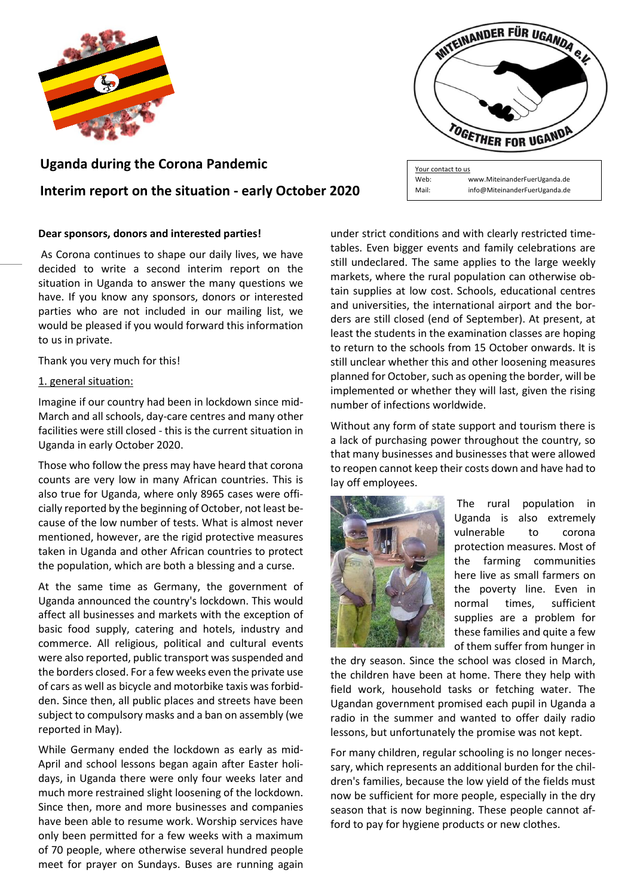# Uganda during the Corona Pandemic

## Interim report on the situation - early October 2020

Your contact to us
Web: www.MiteinanderFuerUganda.de
Mail: info@MiteinanderFuerUganda.de

**Dear sponsors, donors and interested parties!**

As Corona continues to shape our daily lives, we have decided to write a second interim report on the situation in Uganda to answer the many questions we have. If you know any sponsors, donors or interested parties who are not included in our mailing list, we would be pleased if you would forward this information to us in private.

Thank you very much for this!

1. general situation:

Imagine if our country had been in lockdown since mid-March and all schools, day-care centres and many other facilities were still closed - this is the current situation in Uganda in early October 2020.

Those who follow the press may have heard that corona counts are very low in many African countries. This is also true for Uganda, where only 8965 cases were officially reported by the beginning of October, not least because of the low number of tests. What is almost never mentioned, however, are the rigid protective measures taken in Uganda and other African countries to protect the population, which are both a blessing and a curse.

At the same time as Germany, the government of Uganda announced the country's lockdown. This would affect all businesses and markets with the exception of basic food supply, catering and hotels, industry and commerce. All religious, political and cultural events were also reported, public transport was suspended and the borders closed. For a few weeks even the private use of cars as well as bicycle and motorbike taxis was forbidden. Since then, all public places and streets have been subject to compulsory masks and a ban on assembly (we reported in May).

While Germany ended the lockdown as early as mid-April and school lessons began again after Easter holidays, in Uganda there were only four weeks later and much more restrained slight loosening of the lockdown. Since then, more and more businesses and companies have been able to resume work. Worship services have only been permitted for a few weeks with a maximum of 70 people, where otherwise several hundred people meet for prayer on Sundays. Buses are running again under strict conditions and with clearly restricted timetables. Even bigger events and family celebrations are still undeclared. The same applies to the large weekly markets, where the rural population can otherwise obtain supplies at low cost. Schools, educational centres and universities, the international airport and the borders are still closed (end of September). At present, at least the students in the examination classes are hoping to return to the schools from 15 October onwards. It is still unclear whether this and other loosening measures planned for October, such as opening the border, will be implemented or whether they will last, given the rising number of infections worldwide.

Without any form of state support and tourism there is a lack of purchasing power throughout the country, so that many businesses and businesses that were allowed to reopen cannot keep their costs down and have had to lay off employees.

The rural population in Uganda is also extremely vulnerable to corona protection measures. Most of the farming communities here live as small farmers on the poverty line. Even in normal times, sufficient supplies are a problem for these families and quite a few of them suffer from hunger in the dry season. Since the school was closed in March, the children have been at home. There they help with field work, household tasks or fetching water. The Ugandan government promised each pupil in Uganda a radio in the summer and wanted to offer daily radio lessons, but unfortunately the promise was not kept.

For many children, regular schooling is no longer necessary, which represents an additional burden for the children's families, because the low yield of the fields must now be sufficient for more people, especially in the dry season that is now beginning. These people cannot afford to pay for hygiene products or new clothes.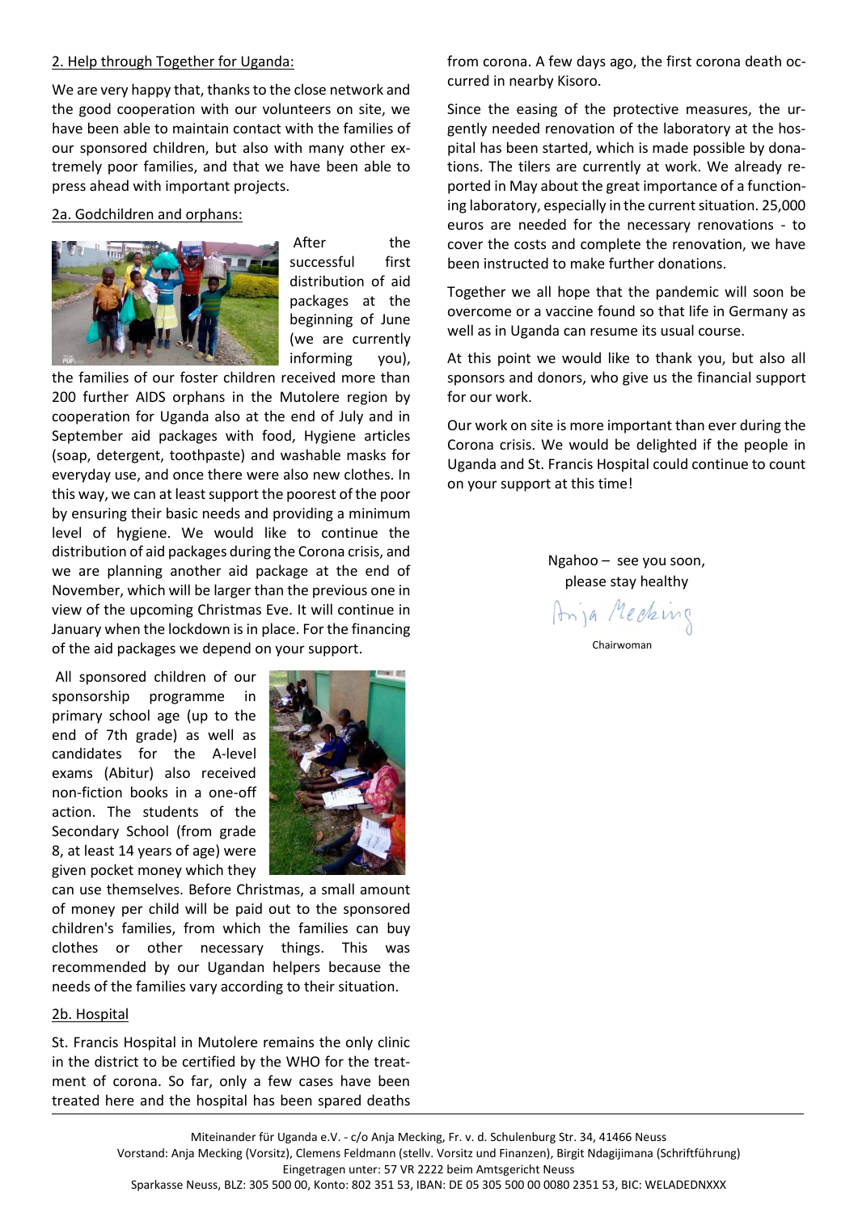## 2. Help through Together for Uganda:

We are very happy that, thanks to the close network and the good cooperation with our volunteers on site, we have been able to maintain contact with the families of our sponsored children, but also with many other extremely poor families, and that we have been able to press ahead with important projects.

### 2a. Godchildren and orphans:

After the successful first distribution of aid packages at the beginning of June (we are currently informing you), the families of our foster children received more than 200 further AIDS orphans in the Mutolere region by cooperation for Uganda also at the end of July and in September aid packages with food, Hygiene articles (soap, detergent, toothpaste) and washable masks for everyday use, and once there were also new clothes. In this way, we can at least support the poorest of the poor by ensuring their basic needs and providing a minimum level of hygiene. We would like to continue the distribution of aid packages during the Corona crisis, and we are planning another aid package at the end of November, which will be larger than the previous one in view of the upcoming Christmas Eve. It will continue in January when the lockdown is in place. For the financing of the aid packages we depend on your support.

All sponsored children of our sponsorship programme in primary school age (up to the end of 7th grade) as well as candidates for the A-level exams (Abitur) also received non-fiction books in a one-off action. The students of the Secondary School (from grade 8, at least 14 years of age) were given pocket money which they can use themselves. Before Christmas, a small amount of money per child will be paid out to the sponsored children's families, from which the families can buy clothes or other necessary things. This was recommended by our Ugandan helpers because the needs of the families vary according to their situation.

### 2b. Hospital

St. Francis Hospital in Mutolere remains the only clinic in the district to be certified by the WHO for the treatment of corona. So far, only a few cases have been treated here and the hospital has been spared deaths from corona. A few days ago, the first corona death occurred in nearby Kisoro.

Since the easing of the protective measures, the urgently needed renovation of the laboratory at the hospital has been started, which is made possible by donations. The tilers are currently at work. We already reported in May about the great importance of a functioning laboratory, especially in the current situation. 25,000 euros are needed for the necessary renovations - to cover the costs and complete the renovation, we have been instructed to make further donations.

Together we all hope that the pandemic will soon be overcome or a vaccine found so that life in Germany as well as in Uganda can resume its usual course.

At this point we would like to thank you, but also all sponsors and donors, who give us the financial support for our work.

Our work on site is more important than ever during the Corona crisis. We would be delighted if the people in Uganda and St. Francis Hospital could continue to count on your support at this time!

Ngahoo – see you soon,
please stay healthy

Anja Mecking
Chairwoman

Miteinander für Uganda e.V. - c/o Anja Mecking, Fr. v. d. Schulenburg Str. 34, 41466 Neuss
Vorstand: Anja Mecking (Vorsitz), Clemens Feldmann (stellv. Vorsitz und Finanzen), Birgit Ndagijimana (Schriftführung)
Eingetragen unter: 57 VR 2222 beim Amtsgericht Neuss
Sparkasse Neuss, BLZ: 305 500 00, Konto: 802 351 53, IBAN: DE 05 305 500 00 0080 2351 53, BIC: WELADEDNXXX